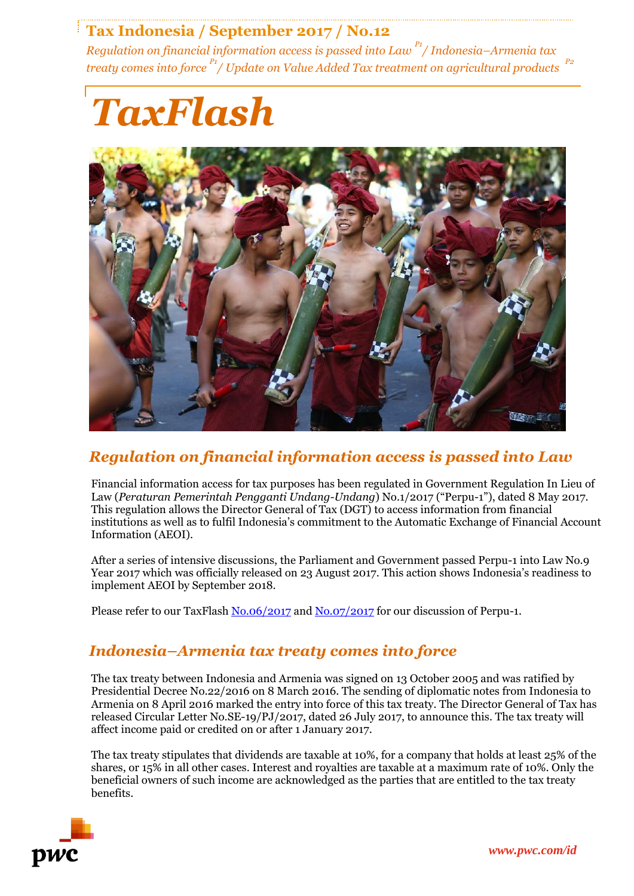# Tax Indonesia / September 2017 / No.12

*Regulation on financial information access is passed into Law* [P1] */ Indonesia–Armenia tax treaty comes into force* [P1] */ Update on Value Added Tax treatment on agricultural products* [P2]

# *TaxFlash*

## *Regulation on financial information access is passed into Law*

Financial information access for tax purposes has been regulated in Government Regulation In Lieu of Law (*Peraturan Pemerintah Pengganti Undang-Undang*) No.1/2017 ("Perpu-1"), dated 8 May 2017. This regulation allows the Director General of Tax (DGT) to access information from financial institutions as well as to fulfil Indonesia's commitment to the Automatic Exchange of Financial Account Information (AEOI).

After a series of intensive discussions, the Parliament and Government passed Perpu-1 into Law No.9 Year 2017 which was officially released on 23 August 2017. This action shows Indonesia's readiness to implement AEOI by September 2018.

Please refer to our TaxFlash No.06/2017 and No.07/2017 for our discussion of Perpu-1.

## *Indonesia–Armenia tax treaty comes into force*

The tax treaty between Indonesia and Armenia was signed on 13 October 2005 and was ratified by Presidential Decree No.22/2016 on 8 March 2016. The sending of diplomatic notes from Indonesia to Armenia on 8 April 2016 marked the entry into force of this tax treaty. The Director General of Tax has released Circular Letter No.SE-19/PJ/2017, dated 26 July 2017, to announce this. The tax treaty will affect income paid or credited on or after 1 January 2017.

The tax treaty stipulates that dividends are taxable at 10%, for a company that holds at least 25% of the shares, or 15% in all other cases. Interest and royalties are taxable at a maximum rate of 10%. Only the beneficial owners of such income are acknowledged as the parties that are entitled to the tax treaty benefits.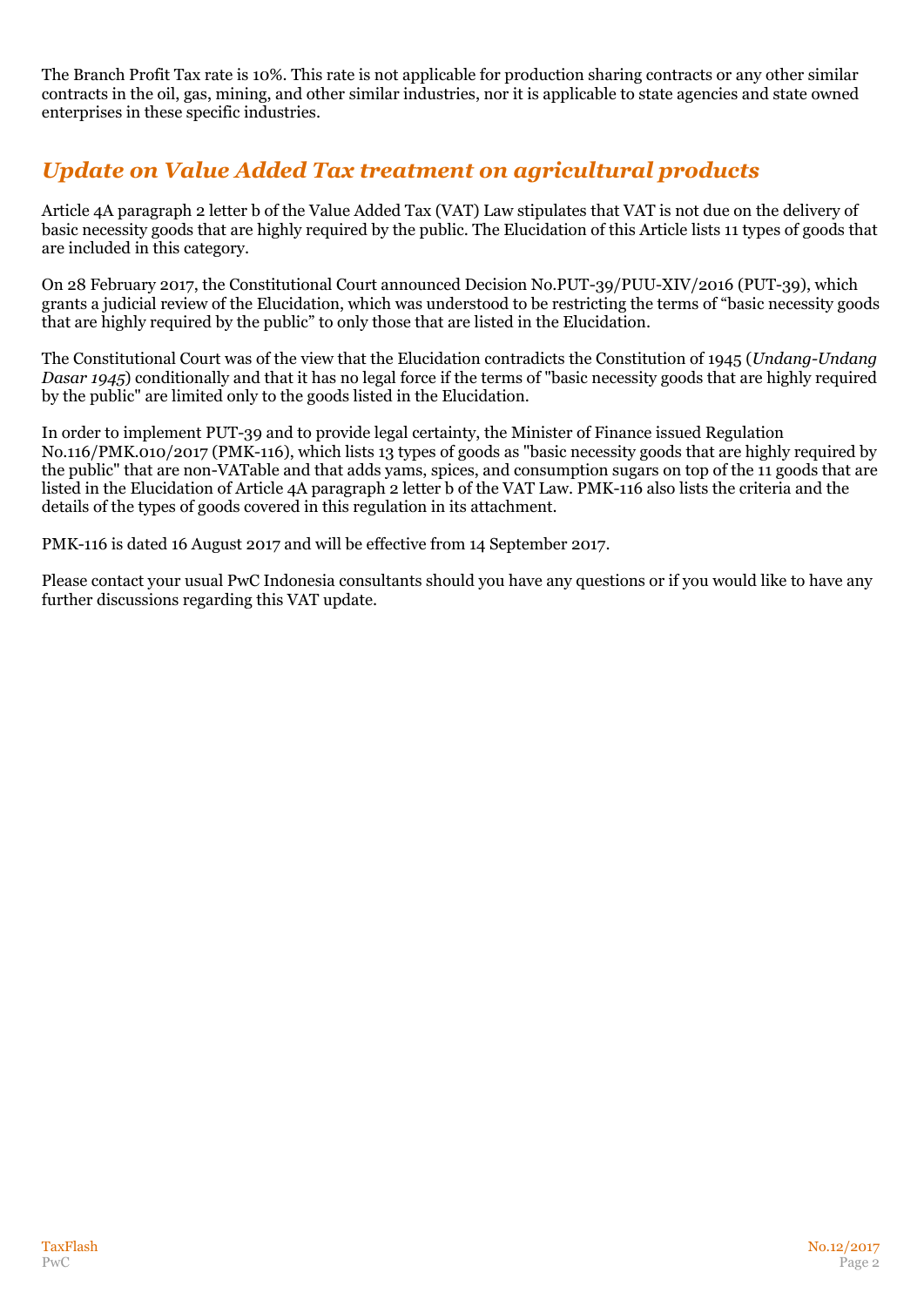The Branch Profit Tax rate is 10%. This rate is not applicable for production sharing contracts or any other similar contracts in the oil, gas, mining, and other similar industries, nor it is applicable to state agencies and state owned enterprises in these specific industries.

## *Update on Value Added Tax treatment on agricultural products*

Article 4A paragraph 2 letter b of the Value Added Tax (VAT) Law stipulates that VAT is not due on the delivery of basic necessity goods that are highly required by the public. The Elucidation of this Article lists 11 types of goods that are included in this category.

On 28 February 2017, the Constitutional Court announced Decision No.PUT-39/PUU-XIV/2016 (PUT-39), which grants a judicial review of the Elucidation, which was understood to be restricting the terms of "basic necessity goods that are highly required by the public" to only those that are listed in the Elucidation.

The Constitutional Court was of the view that the Elucidation contradicts the Constitution of 1945 (*Undang-Undang Dasar 1945*) conditionally and that it has no legal force if the terms of "basic necessity goods that are highly required by the public" are limited only to the goods listed in the Elucidation.

In order to implement PUT-39 and to provide legal certainty, the Minister of Finance issued Regulation No.116/PMK.010/2017 (PMK-116), which lists 13 types of goods as "basic necessity goods that are highly required by the public" that are non-VATable and that adds yams, spices, and consumption sugars on top of the 11 goods that are listed in the Elucidation of Article 4A paragraph 2 letter b of the VAT Law. PMK-116 also lists the criteria and the details of the types of goods covered in this regulation in its attachment.

PMK-116 is dated 16 August 2017 and will be effective from 14 September 2017.

Please contact your usual PwC Indonesia consultants should you have any questions or if you would like to have any further discussions regarding this VAT update.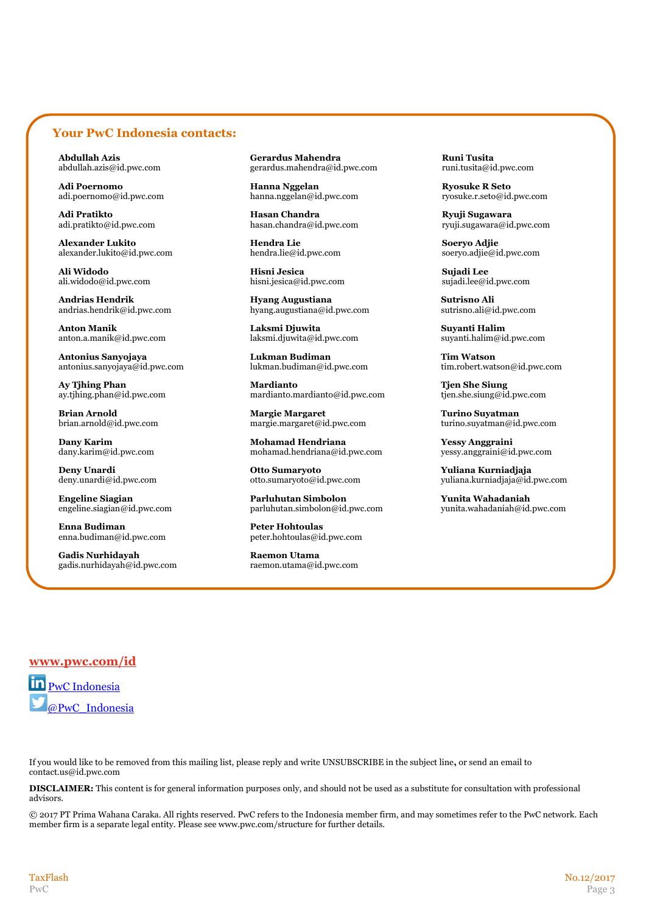## Your PwC Indonesia contacts:

**Abdullah Azis**
abdullah.azis@id.pwc.com

**Adi Poernomo**
adi.poernomo@id.pwc.com

**Adi Pratikto**
adi.pratikto@id.pwc.com

**Alexander Lukito**
alexander.lukito@id.pwc.com

**Ali Widodo**
ali.widodo@id.pwc.com

**Andrias Hendrik**
andrias.hendrik@id.pwc.com

**Anton Manik**
anton.a.manik@id.pwc.com

**Antonius Sanyojaya**
antonius.sanyojaya@id.pwc.com

**Ay Tjhing Phan**
ay.tjhing.phan@id.pwc.com

**Brian Arnold**
brian.arnold@id.pwc.com

**Dany Karim**
dany.karim@id.pwc.com

**Deny Unardi**
deny.unardi@id.pwc.com

**Engeline Siagian**
engeline.siagian@id.pwc.com

**Enna Budiman**
enna.budiman@id.pwc.com

**Gadis Nurhidayah**
gadis.nurhidayah@id.pwc.com

**Gerardus Mahendra**
gerardus.mahendra@id.pwc.com

**Hanna Nggelan**
hanna.nggelan@id.pwc.com

**Hasan Chandra**
hasan.chandra@id.pwc.com

**Hendra Lie**
hendra.lie@id.pwc.com

**Hisni Jesica**
hisni.jesica@id.pwc.com

**Hyang Augustiana**
hyang.augustiana@id.pwc.com

**Laksmi Djuwita**
laksmi.djuwita@id.pwc.com

**Lukman Budiman**
lukman.budiman@id.pwc.com

**Mardianto**
mardianto.mardianto@id.pwc.com

**Margie Margaret**
margie.margaret@id.pwc.com

**Mohamad Hendriana**
mohamad.hendriana@id.pwc.com

**Otto Sumaryoto**
otto.sumaryoto@id.pwc.com

**Parluhutan Simbolon**
parluhutan.simbolon@id.pwc.com

**Peter Hohtoulas**
peter.hohtoulas@id.pwc.com

**Raemon Utama**
raemon.utama@id.pwc.com

**Runi Tusita**
runi.tusita@id.pwc.com

**Ryosuke R Seto**
ryosuke.r.seto@id.pwc.com

**Ryuji Sugawara**
ryuji.sugawara@id.pwc.com

**Soeryo Adjie**
soeryo.adjie@id.pwc.com

**Sujadi Lee**
sujadi.lee@id.pwc.com

**Sutrisno Ali**
sutrisno.ali@id.pwc.com

**Suyanti Halim**
suyanti.halim@id.pwc.com

**Tim Watson**
tim.robert.watson@id.pwc.com

**Tjen She Siung**
tjen.she.siung@id.pwc.com

**Turino Suyatman**
turino.suyatman@id.pwc.com

**Yessy Anggraini**
yessy.anggraini@id.pwc.com

**Yuliana Kurniadjaja**
yuliana.kurniadjaja@id.pwc.com

**Yunita Wahadaniah**
yunita.wahadaniah@id.pwc.com

**www.pwc.com/id**

PwC Indonesia

@PwC_Indonesia

If you would like to be removed from this mailing list, please reply and write UNSUBSCRIBE in the subject line, or send an email to contact.us@id.pwc.com

**DISCLAIMER:** This content is for general information purposes only, and should not be used as a substitute for consultation with professional advisors.

© 2017 PT Prima Wahana Caraka. All rights reserved. PwC refers to the Indonesia member firm, and may sometimes refer to the PwC network. Each member firm is a separate legal entity. Please see www.pwc.com/structure for further details.